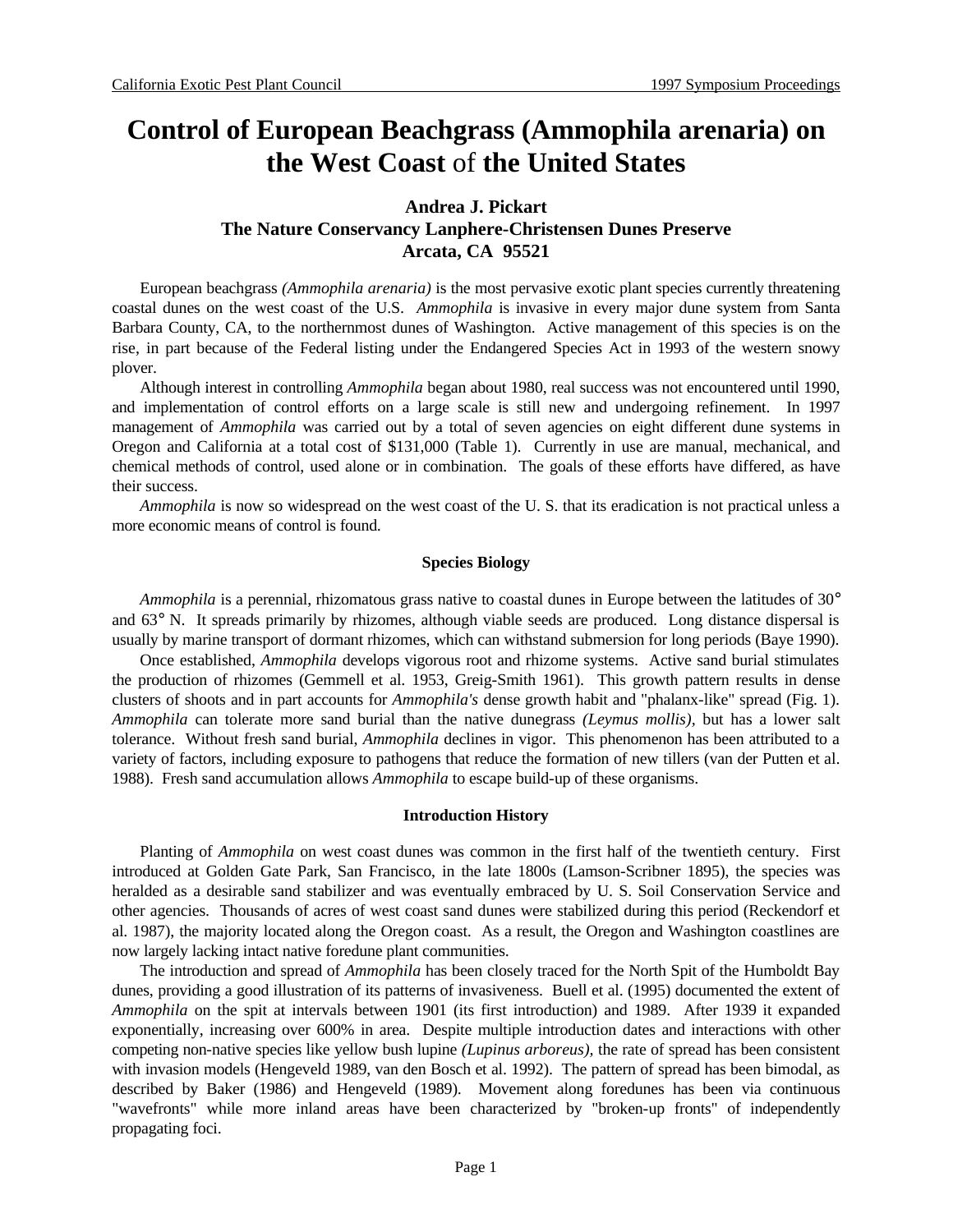# Control of European Beachgrass (Ammophila arenaria) on the West Coast of the United States

**Andrea J. Pickart**
**The Nature Conservancy Lanphere-Christensen Dunes Preserve**
**Arcata, CA 95521**

European beachgrass *(Ammophila arenaria)* is the most pervasive exotic plant species currently threatening coastal dunes on the west coast of the U.S. *Ammophila* is invasive in every major dune system from Santa Barbara County, CA, to the northernmost dunes of Washington. Active management of this species is on the rise, in part because of the Federal listing under the Endangered Species Act in 1993 of the western snowy plover.

Although interest in controlling *Ammophila* began about 1980, real success was not encountered until 1990, and implementation of control efforts on a large scale is still new and undergoing refinement. In 1997 management of *Ammophila* was carried out by a total of seven agencies on eight different dune systems in Oregon and California at a total cost of $131,000 (Table 1). Currently in use are manual, mechanical, and chemical methods of control, used alone or in combination. The goals of these efforts have differed, as have their success.

*Ammophila* is now so widespread on the west coast of the U. S. that its eradication is not practical unless a more economic means of control is found.

### Species Biology

*Ammophila* is a perennial, rhizomatous grass native to coastal dunes in Europe between the latitudes of 30° and 63° N. It spreads primarily by rhizomes, although viable seeds are produced. Long distance dispersal is usually by marine transport of dormant rhizomes, which can withstand submersion for long periods (Baye 1990).

Once established, *Ammophila* develops vigorous root and rhizome systems. Active sand burial stimulates the production of rhizomes (Gemmell et al. 1953, Greig-Smith 1961). This growth pattern results in dense clusters of shoots and in part accounts for *Ammophila's* dense growth habit and "phalanx-like" spread (Fig. 1). *Ammophila* can tolerate more sand burial than the native dunegrass *(Leymus mollis)*, but has a lower salt tolerance. Without fresh sand burial, *Ammophila* declines in vigor. This phenomenon has been attributed to a variety of factors, including exposure to pathogens that reduce the formation of new tillers (van der Putten et al. 1988). Fresh sand accumulation allows *Ammophila* to escape build-up of these organisms.

### Introduction History

Planting of *Ammophila* on west coast dunes was common in the first half of the twentieth century. First introduced at Golden Gate Park, San Francisco, in the late 1800s (Lamson-Scribner 1895), the species was heralded as a desirable sand stabilizer and was eventually embraced by U. S. Soil Conservation Service and other agencies. Thousands of acres of west coast sand dunes were stabilized during this period (Reckendorf et al. 1987), the majority located along the Oregon coast. As a result, the Oregon and Washington coastlines are now largely lacking intact native foredune plant communities.

The introduction and spread of *Ammophila* has been closely traced for the North Spit of the Humboldt Bay dunes, providing a good illustration of its patterns of invasiveness. Buell et al. (1995) documented the extent of *Ammophila* on the spit at intervals between 1901 (its first introduction) and 1989. After 1939 it expanded exponentially, increasing over 600% in area. Despite multiple introduction dates and interactions with other competing non-native species like yellow bush lupine *(Lupinus arboreus)*, the rate of spread has been consistent with invasion models (Hengeveld 1989, van den Bosch et al. 1992). The pattern of spread has been bimodal, as described by Baker (1986) and Hengeveld (1989). Movement along foredunes has been via continuous "wavefronts" while more inland areas have been characterized by "broken-up fronts" of independently propagating foci.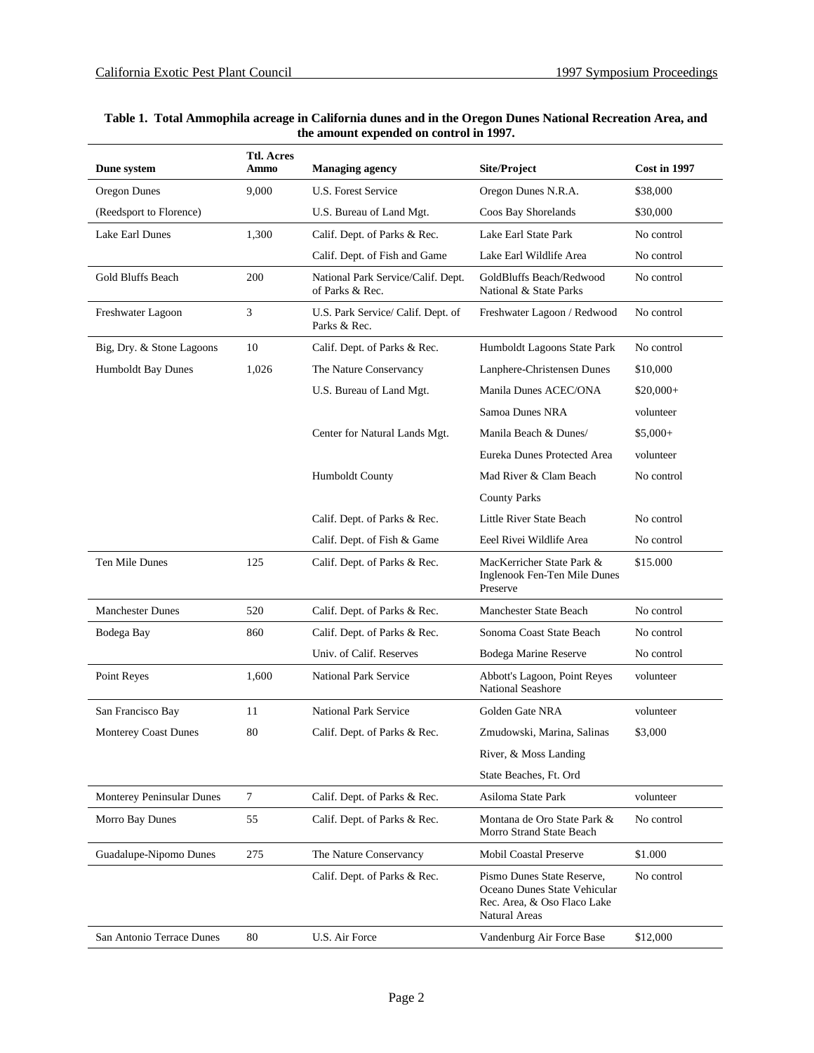**Table 1. Total Ammophila acreage in California dunes and in the Oregon Dunes National Recreation Area, and the amount expended on control in 1997.**

| Dune system | Ttl. Acres Ammo | Managing agency | Site/Project | Cost in 1997 |
|---|---|---|---|---|
| Oregon Dunes | 9,000 | U.S. Forest Service | Oregon Dunes N.R.A. | $38,000 |
| (Reedsport to Florence) | | U.S. Bureau of Land Mgt. | Coos Bay Shorelands | $30,000 |
| Lake Earl Dunes | 1,300 | Calif. Dept. of Parks & Rec. | Lake Earl State Park | No control |
| | | Calif. Dept. of Fish and Game | Lake Earl Wildlife Area | No control |
| Gold Bluffs Beach | 200 | National Park Service/Calif. Dept. of Parks & Rec. | GoldBluffs Beach/Redwood National & State Parks | No control |
| Freshwater Lagoon | 3 | U.S. Park Service/ Calif. Dept. of Parks & Rec. | Freshwater Lagoon / Redwood | No control |
| Big, Dry. & Stone Lagoons | 10 | Calif. Dept. of Parks & Rec. | Humboldt Lagoons State Park | No control |
| Humboldt Bay Dunes | 1,026 | The Nature Conservancy | Lanphere-Christensen Dunes | $10,000 |
| | | U.S. Bureau of Land Mgt. | Manila Dunes ACEC/ONA | $20,000+ |
| | | | Samoa Dunes NRA | volunteer |
| | | Center for Natural Lands Mgt. | Manila Beach & Dunes/ | $5,000+ |
| | | | Eureka Dunes Protected Area | volunteer |
| | | Humboldt County | Mad River & Clam Beach | No control |
| | | | County Parks | |
| | | Calif. Dept. of Parks & Rec. | Little River State Beach | No control |
| | | Calif. Dept. of Fish & Game | Eeel Rivei Wildlife Area | No control |
| Ten Mile Dunes | 125 | Calif. Dept. of Parks & Rec. | MacKerricher State Park & Inglenook Fen-Ten Mile Dunes Preserve | $15.000 |
| Manchester Dunes | 520 | Calif. Dept. of Parks & Rec. | Manchester State Beach | No control |
| Bodega Bay | 860 | Calif. Dept. of Parks & Rec. | Sonoma Coast State Beach | No control |
| | | Univ. of Calif. Reserves | Bodega Marine Reserve | No control |
| Point Reyes | 1,600 | National Park Service | Abbott's Lagoon, Point Reyes National Seashore | volunteer |
| San Francisco Bay | 11 | National Park Service | Golden Gate NRA | volunteer |
| Monterey Coast Dunes | 80 | Calif. Dept. of Parks & Rec. | Zmudowski, Marina, Salinas | $3,000 |
| | | | River, & Moss Landing | |
| | | | State Beaches, Ft. Ord | |
| Monterey Peninsular Dunes | 7 | Calif. Dept. of Parks & Rec. | Asiloma State Park | volunteer |
| Morro Bay Dunes | 55 | Calif. Dept. of Parks & Rec. | Montana de Oro State Park & Morro Strand State Beach | No control |
| Guadalupe-Nipomo Dunes | 275 | The Nature Conservancy | Mobil Coastal Preserve | $1.000 |
| | | Calif. Dept. of Parks & Rec. | Pismo Dunes State Reserve, Oceano Dunes State Vehicular Rec. Area, & Oso Flaco Lake Natural Areas | No control |
| San Antonio Terrace Dunes | 80 | U.S. Air Force | Vandenburg Air Force Base | $12,000 |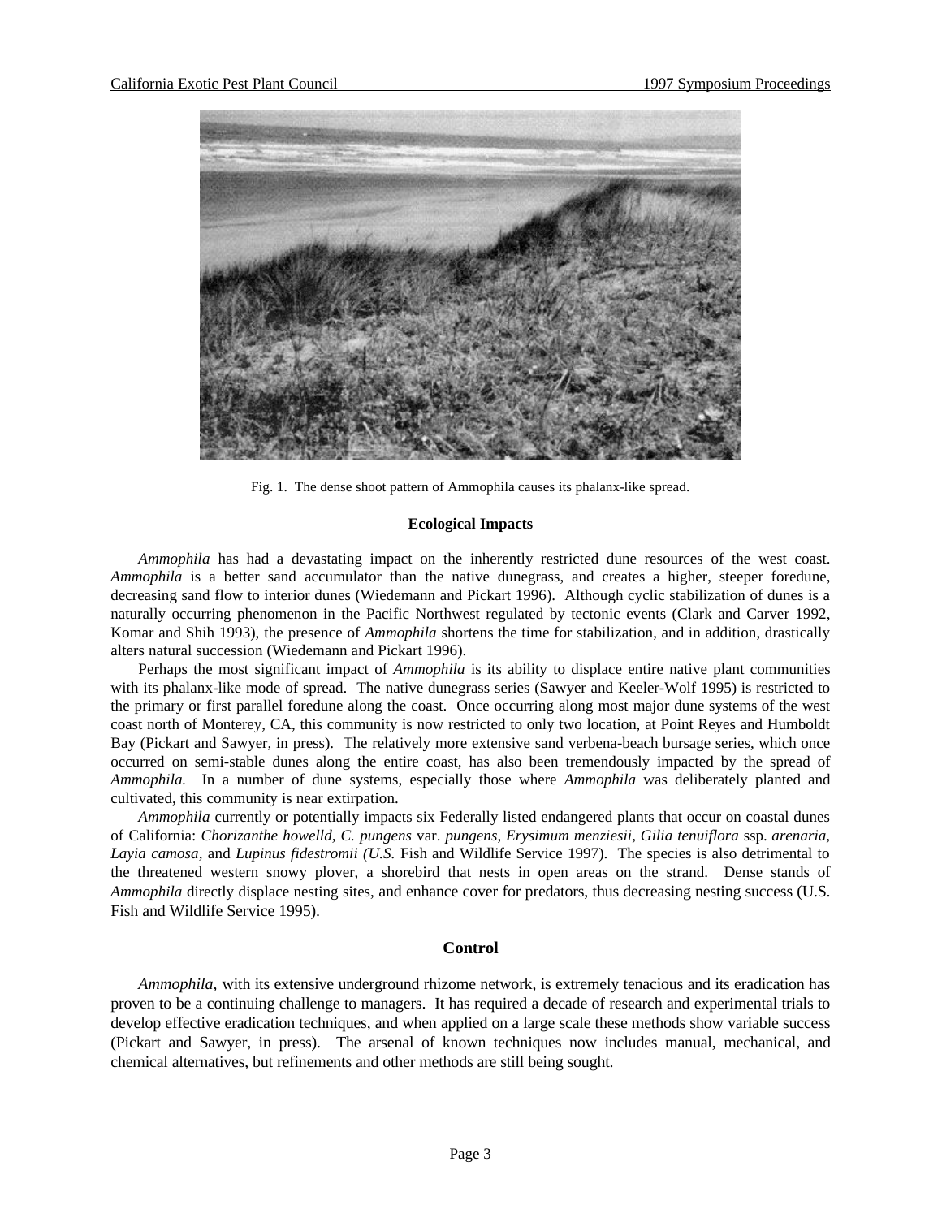Fig. 1. The dense shoot pattern of Ammophila causes its phalanx-like spread.

### Ecological Impacts

*Ammophila* has had a devastating impact on the inherently restricted dune resources of the west coast. *Ammophila* is a better sand accumulator than the native dunegrass, and creates a higher, steeper foredune, decreasing sand flow to interior dunes (Wiedemann and Pickart 1996). Although cyclic stabilization of dunes is a naturally occurring phenomenon in the Pacific Northwest regulated by tectonic events (Clark and Carver 1992, Komar and Shih 1993), the presence of *Ammophila* shortens the time for stabilization, and in addition, drastically alters natural succession (Wiedemann and Pickart 1996).

Perhaps the most significant impact of *Ammophila* is its ability to displace entire native plant communities with its phalanx-like mode of spread. The native dunegrass series (Sawyer and Keeler-Wolf 1995) is restricted to the primary or first parallel foredune along the coast. Once occurring along most major dune systems of the west coast north of Monterey, CA, this community is now restricted to only two location, at Point Reyes and Humboldt Bay (Pickart and Sawyer, in press). The relatively more extensive sand verbena-beach bursage series, which once occurred on semi-stable dunes along the entire coast, has also been tremendously impacted by the spread of *Ammophila.* In a number of dune systems, especially those where *Ammophila* was deliberately planted and cultivated, this community is near extirpation.

*Ammophila* currently or potentially impacts six Federally listed endangered plants that occur on coastal dunes of California: *Chorizanthe howelld*, *C. pungens* var. *pungens, Erysimum menziesii, Gilia tenuiflora* ssp. *arenaria, Layia camosa,* and *Lupinus fidestromii (U.S.* Fish and Wildlife Service 1997). The species is also detrimental to the threatened western snowy plover, a shorebird that nests in open areas on the strand. Dense stands of *Ammophila* directly displace nesting sites, and enhance cover for predators, thus decreasing nesting success (U.S. Fish and Wildlife Service 1995).

### Control

*Ammophila,* with its extensive underground rhizome network, is extremely tenacious and its eradication has proven to be a continuing challenge to managers. It has required a decade of research and experimental trials to develop effective eradication techniques, and when applied on a large scale these methods show variable success (Pickart and Sawyer, in press). The arsenal of known techniques now includes manual, mechanical, and chemical alternatives, but refinements and other methods are still being sought.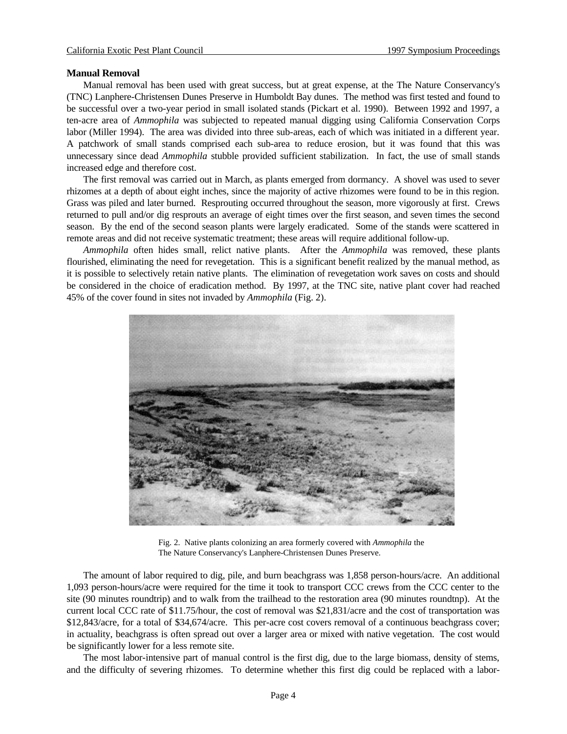**Manual Removal**

Manual removal has been used with great success, but at great expense, at the The Nature Conservancy's (TNC) Lanphere-Christensen Dunes Preserve in Humboldt Bay dunes. The method was first tested and found to be successful over a two-year period in small isolated stands (Pickart et al. 1990). Between 1992 and 1997, a ten-acre area of *Ammophila* was subjected to repeated manual digging using California Conservation Corps labor (Miller 1994). The area was divided into three sub-areas, each of which was initiated in a different year. A patchwork of small stands comprised each sub-area to reduce erosion, but it was found that this was unnecessary since dead *Ammophila* stubble provided sufficient stabilization. In fact, the use of small stands increased edge and therefore cost.

The first removal was carried out in March, as plants emerged from dormancy. A shovel was used to sever rhizomes at a depth of about eight inches, since the majority of active rhizomes were found to be in this region. Grass was piled and later burned. Resprouting occurred throughout the season, more vigorously at first. Crews returned to pull and/or dig resprouts an average of eight times over the first season, and seven times the second season. By the end of the second season plants were largely eradicated. Some of the stands were scattered in remote areas and did not receive systematic treatment; these areas will require additional follow-up.

*Ammophila* often hides small, relict native plants. After the *Ammophila* was removed, these plants flourished, eliminating the need for revegetation. This is a significant benefit realized by the manual method, as it is possible to selectively retain native plants. The elimination of revegetation work saves on costs and should be considered in the choice of eradication method. By 1997, at the TNC site, native plant cover had reached 45% of the cover found in sites not invaded by *Ammophila* (Fig. 2).

Fig. 2. Native plants colonizing an area formerly covered with *Ammophila* the The Nature Conservancy's Lanphere-Christensen Dunes Preserve.

The amount of labor required to dig, pile, and burn beachgrass was 1,858 person-hours/acre. An additional 1,093 person-hours/acre were required for the time it took to transport CCC crews from the CCC center to the site (90 minutes roundtrip) and to walk from the trailhead to the restoration area (90 minutes roundtnp). At the current local CCC rate of $11.75/hour, the cost of removal was $21,831/acre and the cost of transportation was $12,843/acre, for a total of $34,674/acre. This per-acre cost covers removal of a continuous beachgrass cover; in actuality, beachgrass is often spread out over a larger area or mixed with native vegetation. The cost would be significantly lower for a less remote site.

The most labor-intensive part of manual control is the first dig, due to the large biomass, density of stems, and the difficulty of severing rhizomes. To determine whether this first dig could be replaced with a labor-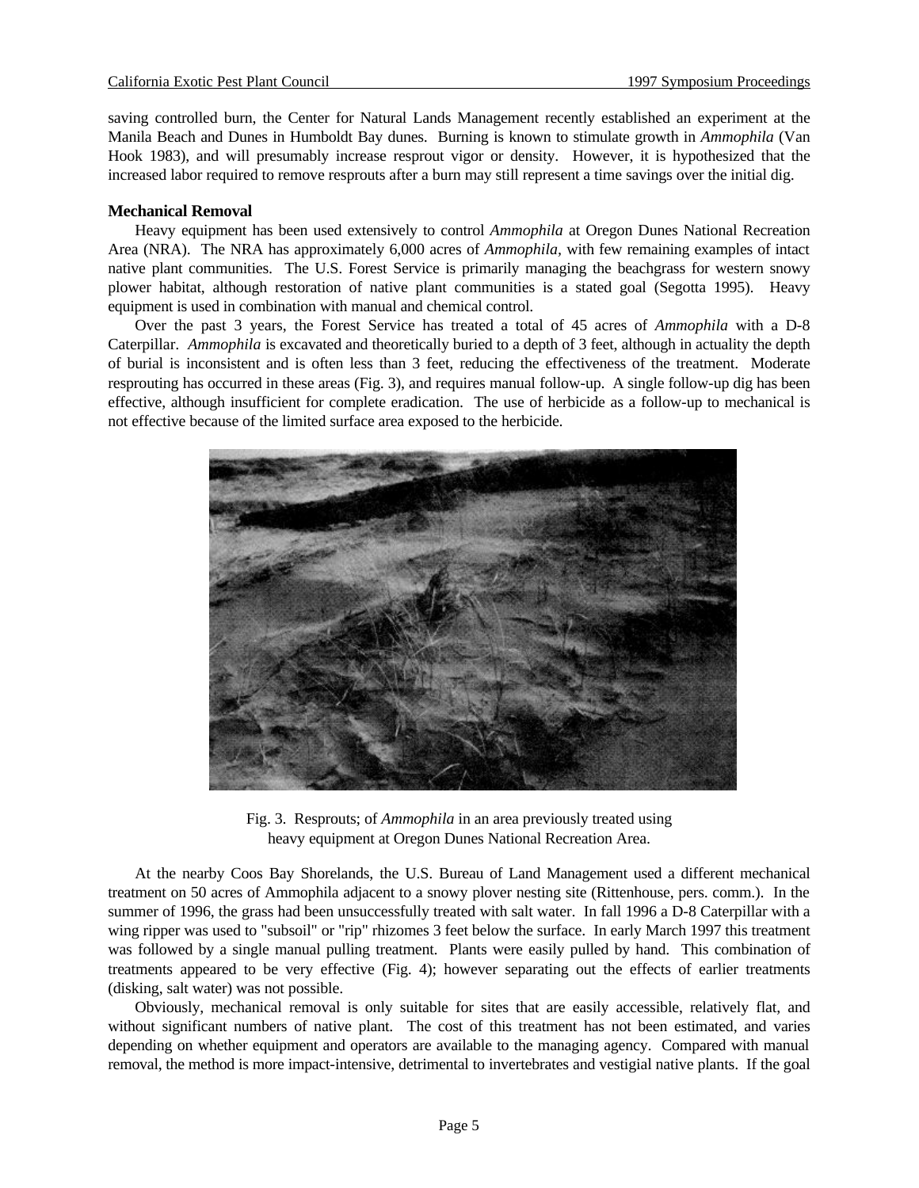saving controlled burn, the Center for Natural Lands Management recently established an experiment at the Manila Beach and Dunes in Humboldt Bay dunes. Burning is known to stimulate growth in *Ammophila* (Van Hook 1983), and will presumably increase resprout vigor or density. However, it is hypothesized that the increased labor required to remove resprouts after a burn may still represent a time savings over the initial dig.

**Mechanical Removal**

Heavy equipment has been used extensively to control *Ammophila* at Oregon Dunes National Recreation Area (NRA). The NRA has approximately 6,000 acres of *Ammophila,* with few remaining examples of intact native plant communities. The U.S. Forest Service is primarily managing the beachgrass for western snowy plower habitat, although restoration of native plant communities is a stated goal (Segotta 1995). Heavy equipment is used in combination with manual and chemical control.

Over the past 3 years, the Forest Service has treated a total of 45 acres of *Ammophila* with a D-8 Caterpillar. *Ammophila* is excavated and theoretically buried to a depth of 3 feet, although in actuality the depth of burial is inconsistent and is often less than 3 feet, reducing the effectiveness of the treatment. Moderate resprouting has occurred in these areas (Fig. 3), and requires manual follow-up. A single follow-up dig has been effective, although insufficient for complete eradication. The use of herbicide as a follow-up to mechanical is not effective because of the limited surface area exposed to the herbicide.

Fig. 3. Resprouts; of *Ammophila* in an area previously treated using heavy equipment at Oregon Dunes National Recreation Area.

At the nearby Coos Bay Shorelands, the U.S. Bureau of Land Management used a different mechanical treatment on 50 acres of Ammophila adjacent to a snowy plover nesting site (Rittenhouse, pers. comm.). In the summer of 1996, the grass had been unsuccessfully treated with salt water. In fall 1996 a D-8 Caterpillar with a wing ripper was used to "subsoil" or "rip" rhizomes 3 feet below the surface. In early March 1997 this treatment was followed by a single manual pulling treatment. Plants were easily pulled by hand. This combination of treatments appeared to be very effective (Fig. 4); however separating out the effects of earlier treatments (disking, salt water) was not possible.

Obviously, mechanical removal is only suitable for sites that are easily accessible, relatively flat, and without significant numbers of native plant. The cost of this treatment has not been estimated, and varies depending on whether equipment and operators are available to the managing agency. Compared with manual removal, the method is more impact-intensive, detrimental to invertebrates and vestigial native plants. If the goal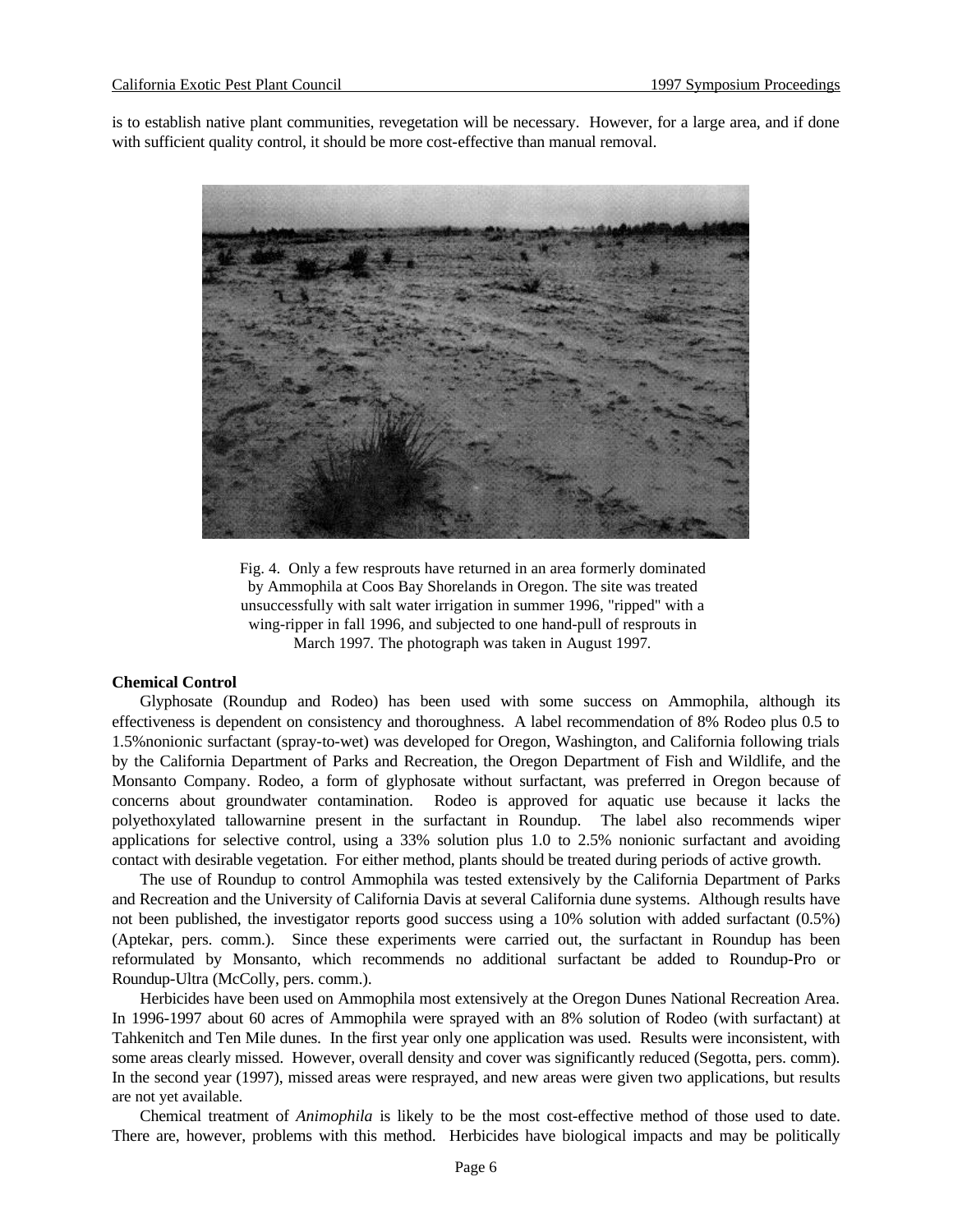is to establish native plant communities, revegetation will be necessary. However, for a large area, and if done with sufficient quality control, it should be more cost-effective than manual removal.

Fig. 4. Only a few resprouts have returned in an area formerly dominated by Ammophila at Coos Bay Shorelands in Oregon. The site was treated unsuccessfully with salt water irrigation in summer 1996, "ripped" with a wing-ripper in fall 1996, and subjected to one hand-pull of resprouts in March 1997. The photograph was taken in August 1997.

**Chemical Control**

Glyphosate (Roundup and Rodeo) has been used with some success on Ammophila, although its effectiveness is dependent on consistency and thoroughness. A label recommendation of 8% Rodeo plus 0.5 to 1.5%nonionic surfactant (spray-to-wet) was developed for Oregon, Washington, and California following trials by the California Department of Parks and Recreation, the Oregon Department of Fish and Wildlife, and the Monsanto Company. Rodeo, a form of glyphosate without surfactant, was preferred in Oregon because of concerns about groundwater contamination. Rodeo is approved for aquatic use because it lacks the polyethoxylated tallowarnine present in the surfactant in Roundup. The label also recommends wiper applications for selective control, using a 33% solution plus 1.0 to 2.5% nonionic surfactant and avoiding contact with desirable vegetation. For either method, plants should be treated during periods of active growth.

The use of Roundup to control Ammophila was tested extensively by the California Department of Parks and Recreation and the University of California Davis at several California dune systems. Although results have not been published, the investigator reports good success using a 10% solution with added surfactant (0.5%) (Aptekar, pers. comm.). Since these experiments were carried out, the surfactant in Roundup has been reformulated by Monsanto, which recommends no additional surfactant be added to Roundup-Pro or Roundup-Ultra (McColly, pers. comm.).

Herbicides have been used on Ammophila most extensively at the Oregon Dunes National Recreation Area. In 1996-1997 about 60 acres of Ammophila were sprayed with an 8% solution of Rodeo (with surfactant) at Tahkenitch and Ten Mile dunes. In the first year only one application was used. Results were inconsistent, with some areas clearly missed. However, overall density and cover was significantly reduced (Segotta, pers. comm). In the second year (1997), missed areas were resprayed, and new areas were given two applications, but results are not yet available.

Chemical treatment of *Animophila* is likely to be the most cost-effective method of those used to date. There are, however, problems with this method. Herbicides have biological impacts and may be politically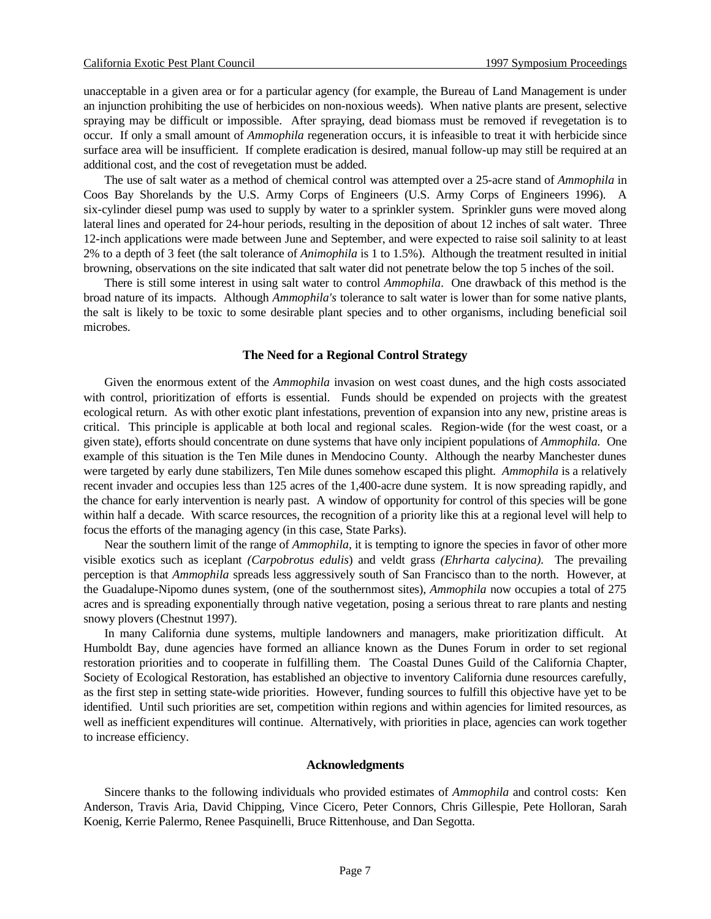unacceptable in a given area or for a particular agency (for example, the Bureau of Land Management is under an injunction prohibiting the use of herbicides on non-noxious weeds). When native plants are present, selective spraying may be difficult or impossible. After spraying, dead biomass must be removed if revegetation is to occur. If only a small amount of *Ammophila* regeneration occurs, it is infeasible to treat it with herbicide since surface area will be insufficient. If complete eradication is desired, manual follow-up may still be required at an additional cost, and the cost of revegetation must be added.

The use of salt water as a method of chemical control was attempted over a 25-acre stand of *Ammophila* in Coos Bay Shorelands by the U.S. Army Corps of Engineers (U.S. Army Corps of Engineers 1996). A six-cylinder diesel pump was used to supply by water to a sprinkler system. Sprinkler guns were moved along lateral lines and operated for 24-hour periods, resulting in the deposition of about 12 inches of salt water. Three 12-inch applications were made between June and September, and were expected to raise soil salinity to at least 2% to a depth of 3 feet (the salt tolerance of *Animophila* is 1 to 1.5%). Although the treatment resulted in initial browning, observations on the site indicated that salt water did not penetrate below the top 5 inches of the soil.

There is still some interest in using salt water to control *Ammophila*. One drawback of this method is the broad nature of its impacts. Although *Ammophila's* tolerance to salt water is lower than for some native plants, the salt is likely to be toxic to some desirable plant species and to other organisms, including beneficial soil microbes.

### The Need for a Regional Control Strategy

Given the enormous extent of the *Ammophila* invasion on west coast dunes, and the high costs associated with control, prioritization of efforts is essential. Funds should be expended on projects with the greatest ecological return. As with other exotic plant infestations, prevention of expansion into any new, pristine areas is critical. This principle is applicable at both local and regional scales. Region-wide (for the west coast, or a given state), efforts should concentrate on dune systems that have only incipient populations of *Ammophila.* One example of this situation is the Ten Mile dunes in Mendocino County. Although the nearby Manchester dunes were targeted by early dune stabilizers, Ten Mile dunes somehow escaped this plight. *Ammophila* is a relatively recent invader and occupies less than 125 acres of the 1,400-acre dune system. It is now spreading rapidly, and the chance for early intervention is nearly past. A window of opportunity for control of this species will be gone within half a decade. With scarce resources, the recognition of a priority like this at a regional level will help to focus the efforts of the managing agency (in this case, State Parks).

Near the southern limit of the range of *Ammophila,* it is tempting to ignore the species in favor of other more visible exotics such as iceplant *(Carpobrotus edulis*) and veldt grass *(Ehrharta calycina).* The prevailing perception is that *Ammophila* spreads less aggressively south of San Francisco than to the north. However, at the Guadalupe-Nipomo dunes system, (one of the southernmost sites), *Ammophila* now occupies a total of 275 acres and is spreading exponentially through native vegetation, posing a serious threat to rare plants and nesting snowy plovers (Chestnut 1997).

In many California dune systems, multiple landowners and managers, make prioritization difficult. At Humboldt Bay, dune agencies have formed an alliance known as the Dunes Forum in order to set regional restoration priorities and to cooperate in fulfilling them. The Coastal Dunes Guild of the California Chapter, Society of Ecological Restoration, has established an objective to inventory California dune resources carefully, as the first step in setting state-wide priorities. However, funding sources to fulfill this objective have yet to be identified. Until such priorities are set, competition within regions and within agencies for limited resources, as well as inefficient expenditures will continue. Alternatively, with priorities in place, agencies can work together to increase efficiency.

### Acknowledgments

Sincere thanks to the following individuals who provided estimates of *Ammophila* and control costs: Ken Anderson, Travis Aria, David Chipping, Vince Cicero, Peter Connors, Chris Gillespie, Pete Holloran, Sarah Koenig, Kerrie Palermo, Renee Pasquinelli, Bruce Rittenhouse, and Dan Segotta.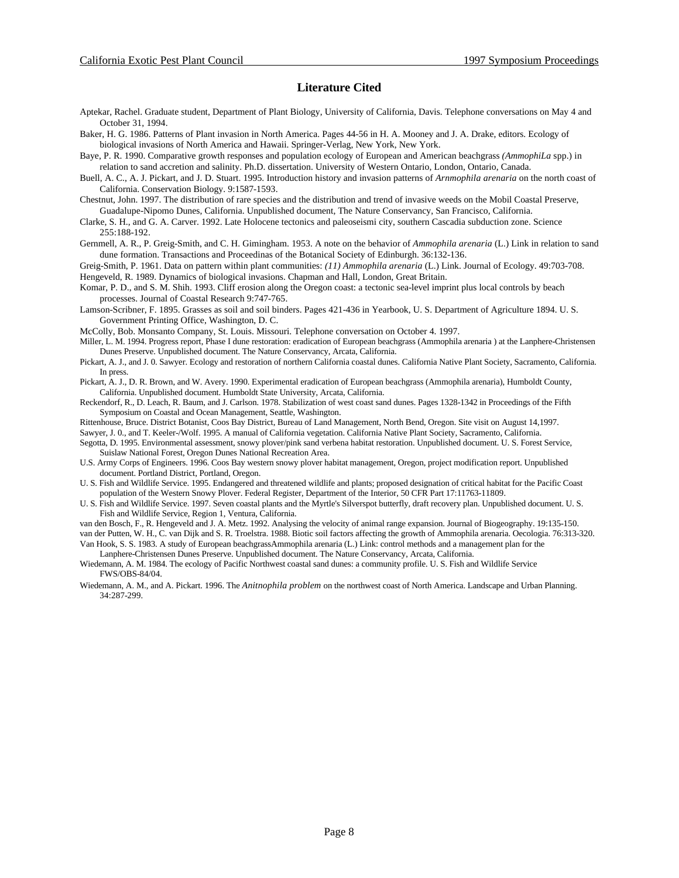## Literature Cited

Aptekar, Rachel. Graduate student, Department of Plant Biology, University of California, Davis. Telephone conversations on May 4 and October 31, 1994.

Baker, H. G. 1986. Patterns of Plant invasion in North America. Pages 44-56 in H. A. Mooney and J. A. Drake, editors. Ecology of biological invasions of North America and Hawaii. Springer-Verlag, New York, New York.

Baye, P. R. 1990. Comparative growth responses and population ecology of European and American beachgrass *(AmmophiLa* spp.) in relation to sand accretion and salinity. Ph.D. dissertation. University of Western Ontario, London, Ontario, Canada.

Buell, A. C., A. J. Pickart, and J. D. Stuart. 1995. Introduction history and invasion patterns of *Arnmophila arenaria* on the north coast of California. Conservation Biology. 9:1587-1593.

Chestnut, John. 1997. The distribution of rare species and the distribution and trend of invasive weeds on the Mobil Coastal Preserve, Guadalupe-Nipomo Dunes, California. Unpublished document, The Nature Conservancy, San Francisco, California.

Clarke, S. H., and G. A. Carver. 1992. Late Holocene tectonics and paleoseismi city, southern Cascadia subduction zone. Science 255:188-192.

Gernmell, A. R., P. Greig-Smith, and C. H. Gimingham. 1953. A note on the behavior of *Ammophila arenaria* (L.) Link in relation to sand dune formation. Transactions and Proceedinas of the Botanical Society of Edinburgh. 36:132-136.

Greig-Smith, P. 1961. Data on pattern within plant communities: *(11) Ammophila arenaria* (L.) Link. Journal of Ecology. 49:703-708.

Hengeveld, R. 1989. Dynamics of biological invasions. Chapman and Hall, London, Great Britain.

Komar, P. D., and S. M. Shih. 1993. Cliff erosion along the Oregon coast: a tectonic sea-level imprint plus local controls by beach processes. Journal of Coastal Research 9:747-765.

Lamson-Scribner, F. 1895. Grasses as soil and soil binders. Pages 421-436 in Yearbook, U. S. Department of Agriculture 1894. U. S. Government Printing Office, Washington, D. C.

McColly, Bob. Monsanto Company, St. Louis. Missouri. Telephone conversation on October 4. 1997.

Miller, L. M. 1994. Progress report, Phase I dune restoration: eradication of European beachgrass (Ammophila arenaria ) at the Lanphere-Christensen Dunes Preserve. Unpublished document. The Nature Conservancy, Arcata, California.

Pickart, A. J., and J. 0. Sawyer. Ecology and restoration of northern California coastal dunes. California Native Plant Society, Sacramento, California. In press.

Pickart, A. J., D. R. Brown, and W. Avery. 1990. Experimental eradication of European beachgrass (Ammophila arenaria), Humboldt County, California. Unpublished document. Humboldt State University, Arcata, California.

Reckendorf, R., D. Leach, R. Baum, and J. Carlson. 1978. Stabilization of west coast sand dunes. Pages 1328-1342 in Proceedings of the Fifth Symposium on Coastal and Ocean Management, Seattle, Washington.

Rittenhouse, Bruce. District Botanist, Coos Bay District, Bureau of Land Management, North Bend, Oregon. Site visit on August 14,1997.

Sawyer, J. 0., and T. Keeler-/Wolf. 1995. A manual of California vegetation. California Native Plant Society, Sacramento, California.

Segotta, D. 1995. Environmental assessment, snowy plover/pink sand verbena habitat restoration. Unpublished document. U. S. Forest Service, Suislaw National Forest, Oregon Dunes National Recreation Area.

U.S. Army Corps of Engineers. 1996. Coos Bay western snowy plover habitat management, Oregon, project modification report. Unpublished document. Portland District, Portland, Oregon.

U. S. Fish and Wildlife Service. 1995. Endangered and threatened wildlife and plants; proposed designation of critical habitat for the Pacific Coast population of the Western Snowy Plover. Federal Register, Department of the Interior, 50 CFR Part 17:11763-11809.

U. S. Fish and Wildlife Service. 1997. Seven coastal plants and the Myrtle's Silverspot butterfly, draft recovery plan. Unpublished document. U. S. Fish and Wildlife Service, Region 1, Ventura, California.

van den Bosch, F., R. Hengeveld and J. A. Metz. 1992. Analysing the velocity of animal range expansion. Journal of Biogeography. 19:135-150.

van der Putten, W. H., C. van Dijk and S. R. Troelstra. 1988. Biotic soil factors affecting the growth of Ammophila arenaria. Oecologia. 76:313-320.

Van Hook, S. S. 1983. A study of European beachgrassAmmophila arenaria (L.) Link: control methods and a management plan for the Lanphere-Christensen Dunes Preserve. Unpublished document. The Nature Conservancy, Arcata, California.

Wiedemann, A. M. 1984. The ecology of Pacific Northwest coastal sand dunes: a community profile. U. S. Fish and Wildlife Service FWS/OBS-84/04.

Wiedemann, A. M., and A. Pickart. 1996. The *Anitnophila problem* on the northwest coast of North America. Landscape and Urban Planning. 34:287-299.